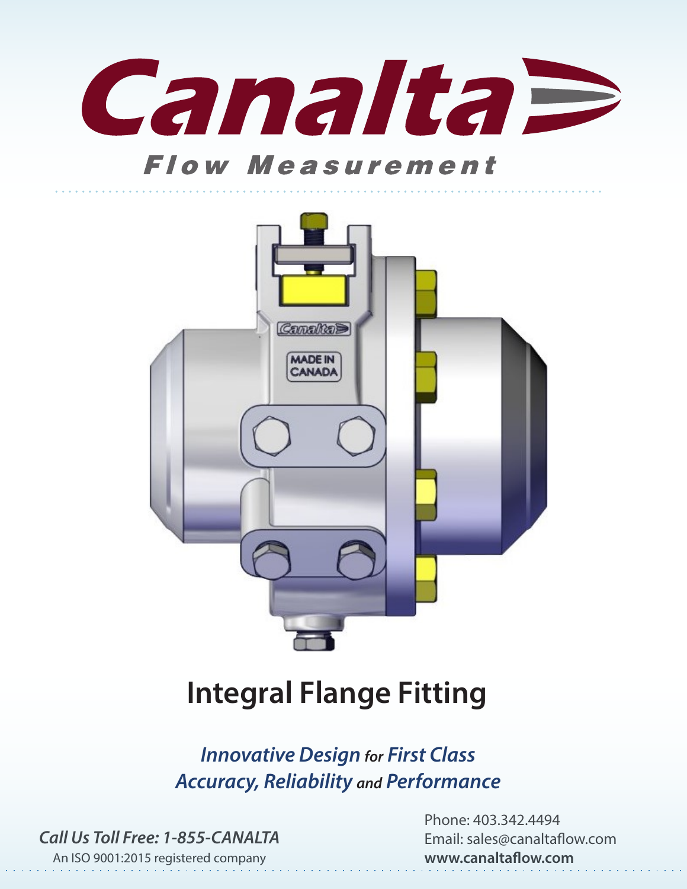# Canalta

## Flow Measurement

# Integral Flange Fitting

***Innovative Design for First Class Accuracy, Reliability and Performance***

*Call Us Toll Free: 1-855-CANALTA*

An ISO 9001:2015 registered company

Phone: 403.342.4494

Email: sales@canaltaflow.com

**www.canaltaflow.com**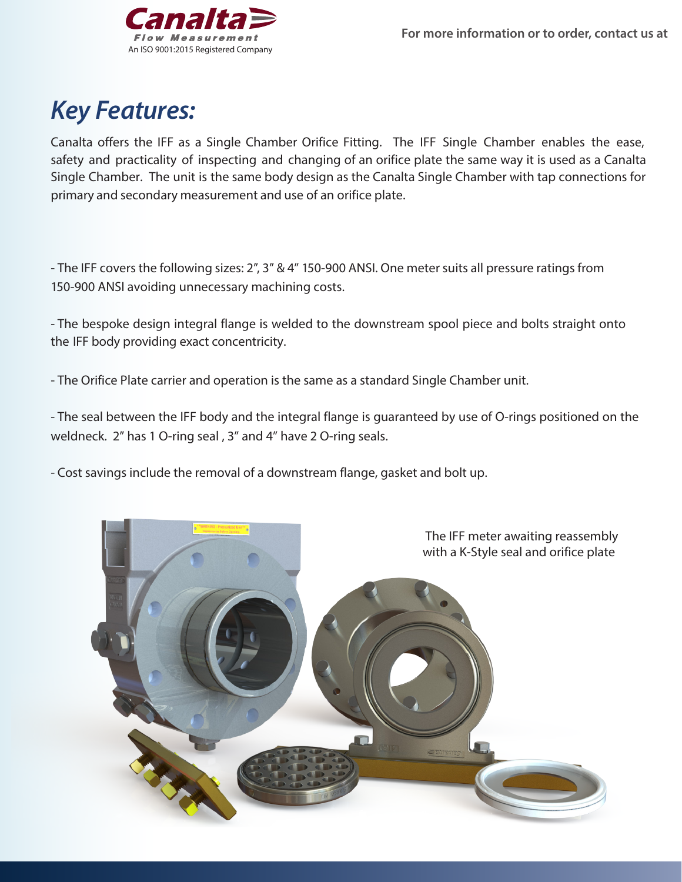# Key Features:

Canalta offers the IFF as a Single Chamber Orifice Fitting. The IFF Single Chamber enables the ease, safety and practicality of inspecting and changing of an orifice plate the same way it is used as a Canalta Single Chamber. The unit is the same body design as the Canalta Single Chamber with tap connections for primary and secondary measurement and use of an orifice plate.

- The IFF covers the following sizes: 2", 3" & 4" 150-900 ANSI. One meter suits all pressure ratings from 150-900 ANSI avoiding unnecessary machining costs.

- The bespoke design integral flange is welded to the downstream spool piece and bolts straight onto the IFF body providing exact concentricity.

- The Orifice Plate carrier and operation is the same as a standard Single Chamber unit.

- The seal between the IFF body and the integral flange is guaranteed by use of O-rings positioned on the weldneck. 2" has 1 O-ring seal , 3" and 4" have 2 O-ring seals.

- Cost savings include the removal of a downstream flange, gasket and bolt up.

The IFF meter awaiting reassembly with a K-Style seal and orifice plate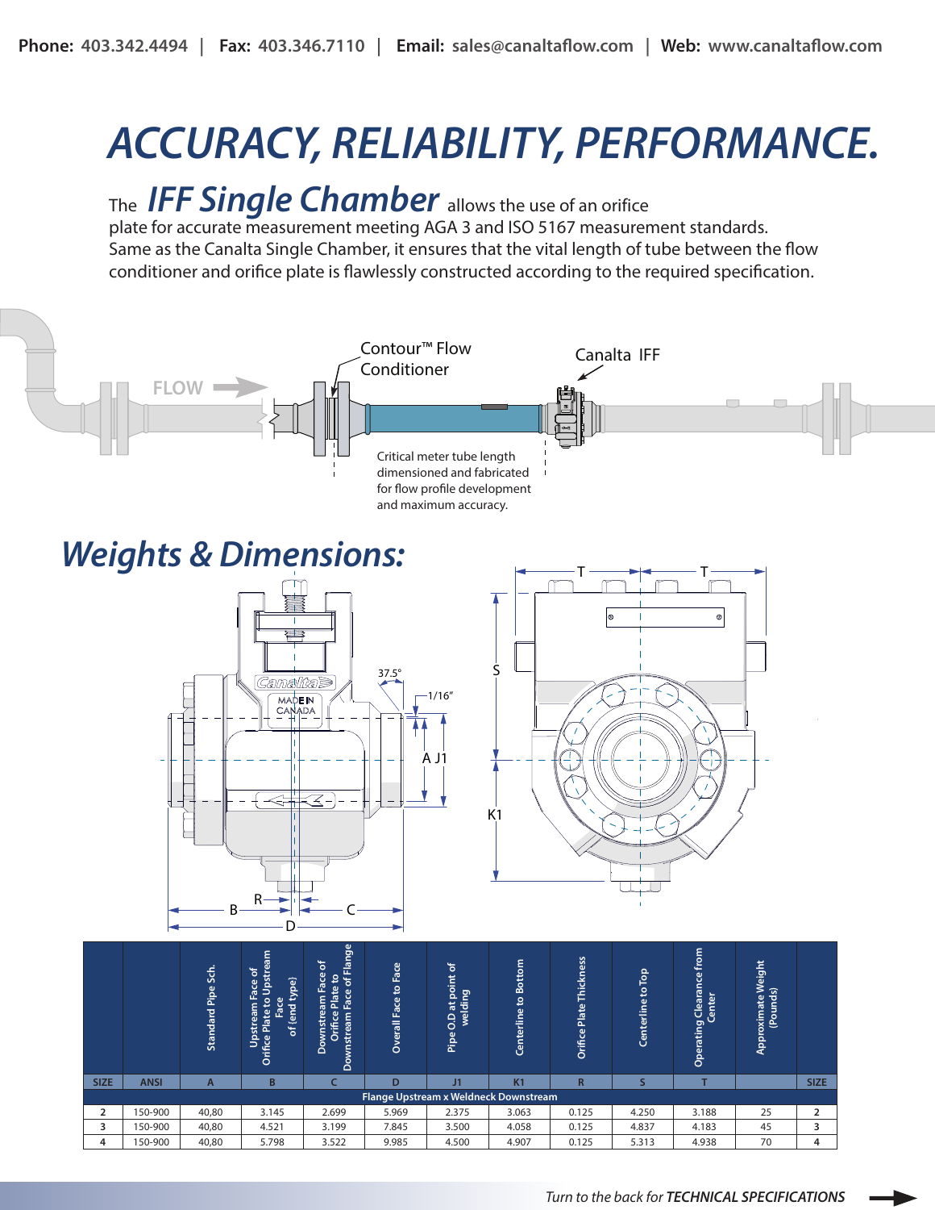Phone: 403.342.4494 | Fax: 403.346.7110 | Email: sales@canaltaflow.com | Web: www.canaltaflow.com

# ACCURACY, RELIABILITY, PERFORMANCE.

The ***IFF Single Chamber*** allows the use of an orifice plate for accurate measurement meeting AGA 3 and ISO 5167 measurement standards. Same as the Canalta Single Chamber, it ensures that the vital length of tube between the flow conditioner and orifice plate is flawlessly constructed according to the required specification.

FLOW

Contour™ Flow Conditioner

Canalta IFF

Critical meter tube length dimensioned and fabricated for flow profile development and maximum accuracy.

## *Weights & Dimensions:*

| SIZE | ANSI | Standard Pipe Sch. (A) | Upstream Face of Orifice Plate to Upstream Face of (end type) (B) | Downstream Face of Orifice Plate to Downstream Face of Flange (C) | Overall Face to Face (D) | Pipe O.D at point of welding (J1) | Centerline to Bottom (K1) | Orifice Plate Thickness (R) | Centerline to Top (S) | Operating Clearance from Center (T) | Approximate Weight (Pounds) | SIZE |
|---|---|---|---|---|---|---|---|---|---|---|---|---|
| **Flange Upstream x Weldneck Downstream** | | | | | | | | | | | | |
| 2 | 150-900 | 40,80 | 3.145 | 2.699 | 5.969 | 2.375 | 3.063 | 0.125 | 4.250 | 3.188 | 25 | 2 |
| 3 | 150-900 | 40,80 | 4.521 | 3.199 | 7.845 | 3.500 | 4.058 | 0.125 | 4.837 | 4.183 | 45 | 3 |
| 4 | 150-900 | 40,80 | 5.798 | 3.522 | 9.985 | 4.500 | 4.907 | 0.125 | 5.313 | 4.938 | 70 | 4 |

*Turn to the back for* ***TECHNICAL SPECIFICATIONS***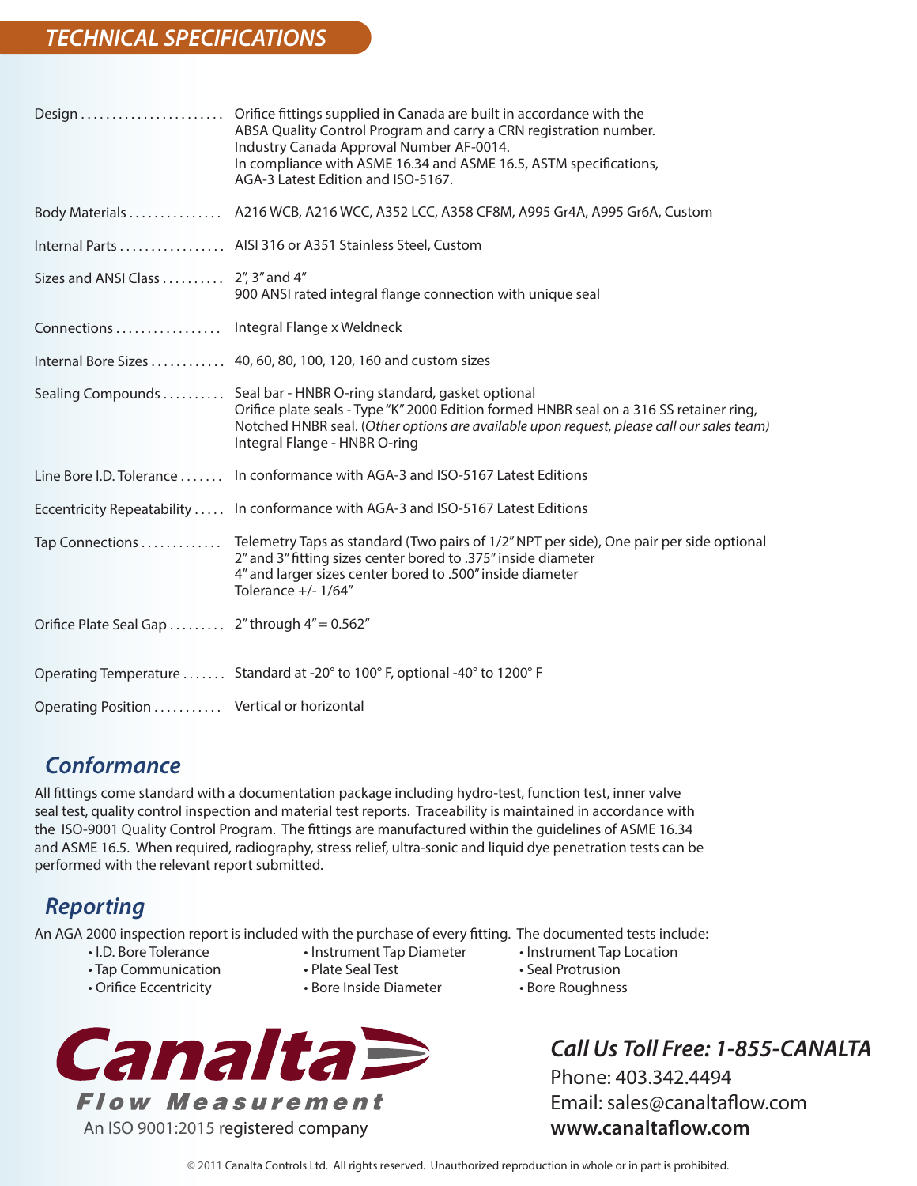## *TECHNICAL SPECIFICATIONS*

| | |
|---|---|
| Design | Orifice fittings supplied in Canada are built in accordance with the ABSA Quality Control Program and carry a CRN registration number. Industry Canada Approval Number AF-0014. In compliance with ASME 16.34 and ASME 16.5, ASTM specifications, AGA-3 Latest Edition and ISO-5167. |
| Body Materials | A216 WCB, A216 WCC, A352 LCC, A358 CF8M, A995 Gr4A, A995 Gr6A, Custom |
| Internal Parts | AISI 316 or A351 Stainless Steel, Custom |
| Sizes and ANSI Class | 2", 3" and 4"<br>900 ANSI rated integral flange connection with unique seal |
| Connections | Integral Flange x Weldneck |
| Internal Bore Sizes | 40, 60, 80, 100, 120, 160 and custom sizes |
| Sealing Compounds | Seal bar - HNBR O-ring standard, gasket optional<br>Orifice plate seals - Type "K" 2000 Edition formed HNBR seal on a 316 SS retainer ring, Notched HNBR seal. (*Other options are available upon request, please call our sales team)*<br>Integral Flange - HNBR O-ring |
| Line Bore I.D. Tolerance | In conformance with AGA-3 and ISO-5167 Latest Editions |
| Eccentricity Repeatability | In conformance with AGA-3 and ISO-5167 Latest Editions |
| Tap Connections | Telemetry Taps as standard (Two pairs of 1/2" NPT per side), One pair per side optional<br>2" and 3" fitting sizes center bored to .375" inside diameter<br>4" and larger sizes center bored to .500" inside diameter<br>Tolerance +/- 1/64" |
| Orifice Plate Seal Gap | 2" through 4" = 0.562" |
| Operating Temperature | Standard at -20° to 100° F, optional -40° to 1200° F |
| Operating Position | Vertical or horizontal |

## *Conformance*

All fittings come standard with a documentation package including hydro-test, function test, inner valve seal test, quality control inspection and material test reports. Traceability is maintained in accordance with the ISO-9001 Quality Control Program. The fittings are manufactured within the guidelines of ASME 16.34 and ASME 16.5. When required, radiography, stress relief, ultra-sonic and liquid dye penetration tests can be performed with the relevant report submitted.

## *Reporting*

An AGA 2000 inspection report is included with the purchase of every fitting. The documented tests include:

- I.D. Bore Tolerance
- Tap Communication
- Orifice Eccentricity
- Instrument Tap Diameter
- Plate Seal Test
- Bore Inside Diameter
- Instrument Tap Location
- Seal Protrusion
- Bore Roughness

**Canalta Flow Measurement**

An ISO 9001:2015 registered company

***Call Us Toll Free: 1-855-CANALTA***

Phone: 403.342.4494

Email: sales@canaltaflow.com

**www.canaltaflow.com**

© 2011 Canalta Controls Ltd. All rights reserved. Unauthorized reproduction in whole or in part is prohibited.